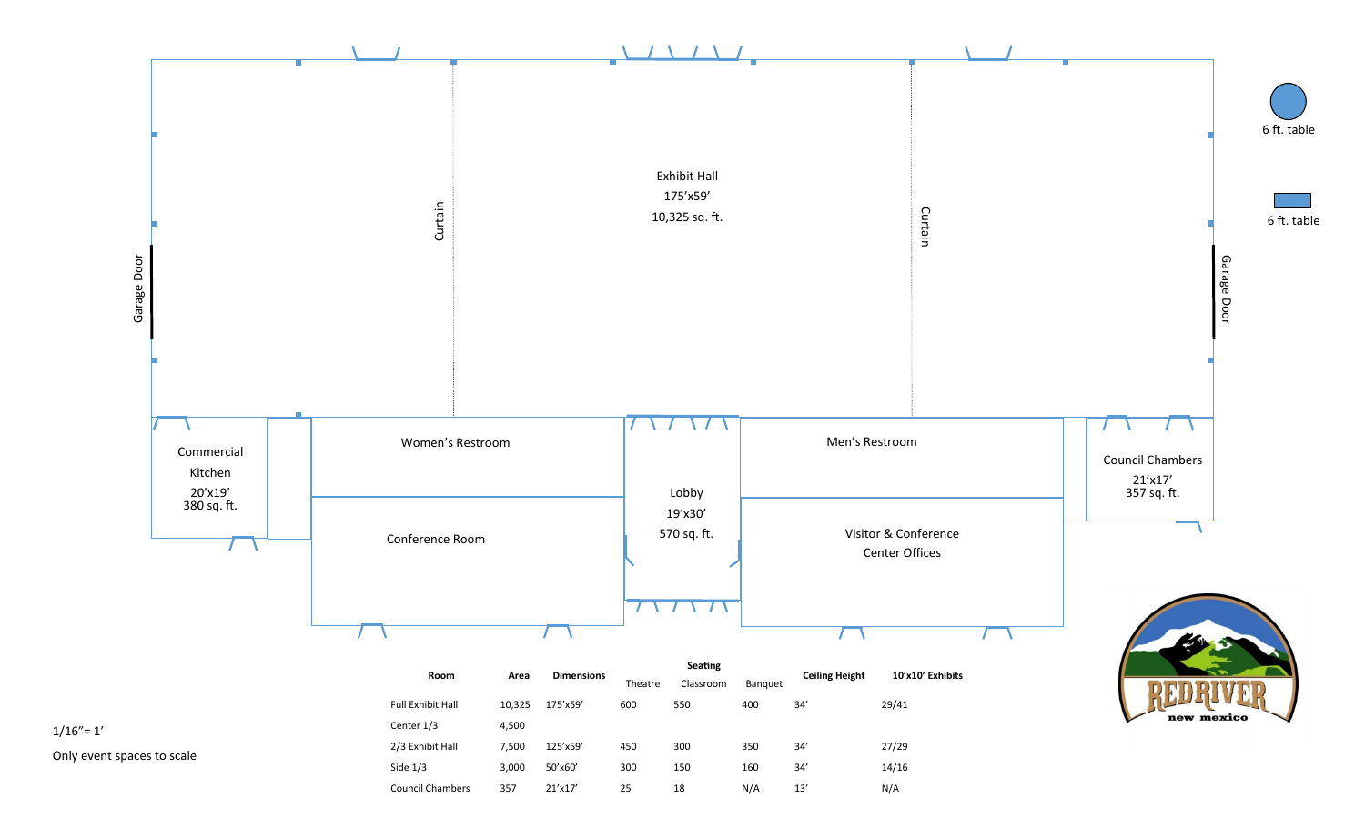Exhibit Hall
175'x59'
10,325 sq. ft.

Curtain

Curtain

Garage Door

Garage Door

6 ft. table

6 ft. table

Commercial Kitchen
20'x19'
380 sq. ft.

Women's Restroom

Conference Room

Lobby
19'x30'
570 sq. ft.

Men's Restroom

Visitor & Conference Center Offices

Council Chambers
21'x17'
357 sq. ft.

REDRIVER new mexico

1/16"= 1'

Only event spaces to scale

| Room | Area | Dimensions | Seating | | | Ceiling Height | 10'x10' Exhibits |
|---|---|---|---|---|---|---|---|
| | | | Theatre | Classroom | Banquet | | |
| Full Exhibit Hall | 10,325 | 175'x59' | 600 | 550 | 400 | 34' | 29/41 |
| Center 1/3 | 4,500 | | | | | | |
| 2/3 Exhibit Hall | 7,500 | 125'x59' | 450 | 300 | 350 | 34' | 27/29 |
| Side 1/3 | 3,000 | 50'x60' | 300 | 150 | 160 | 34' | 14/16 |
| Council Chambers | 357 | 21'x17' | 25 | 18 | N/A | 13' | N/A |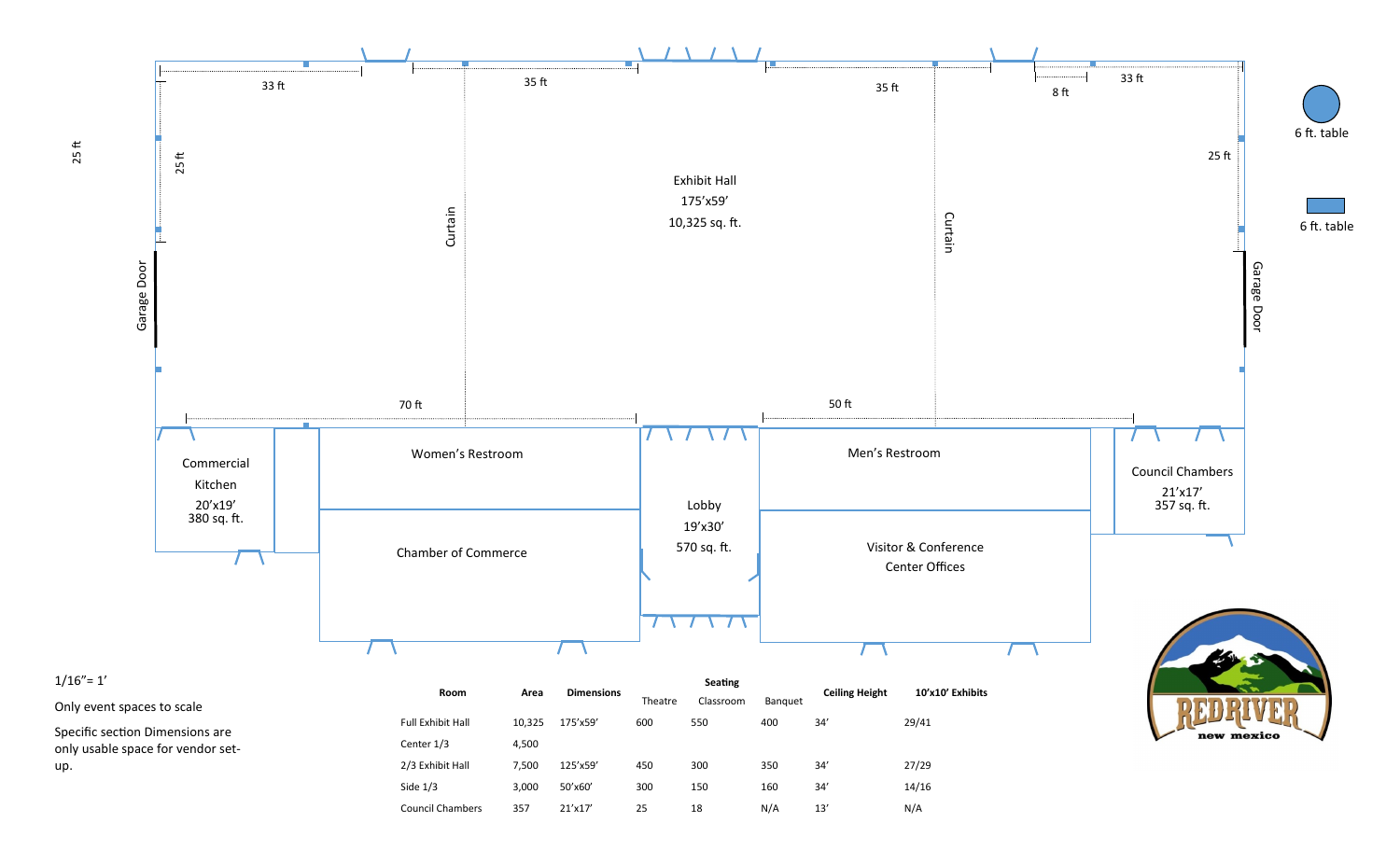25 ft

33 ft

35 ft

35 ft

8 ft

33 ft

25 ft

25 ft

Curtain

Exhibit Hall

175'x59'

10,325 sq. ft.

Curtain

Garage Door

Garage Door

6 ft. table

6 ft. table

70 ft

50 ft

Commercial Kitchen

20'x19'

380 sq. ft.

Women's Restroom

Chamber of Commerce

Lobby

19'x30'

570 sq. ft.

Men's Restroom

Visitor & Conference Center Offices

Council Chambers

21'x17'

357 sq. ft.

1/16"= 1'

Only event spaces to scale

Specific section Dimensions are only usable space for vendor set-up.

| Room | Area | Dimensions | Seating: Theatre | Seating: Classroom | Seating: Banquet | Ceiling Height | 10'x10' Exhibits |
|---|---|---|---|---|---|---|---|
| Full Exhibit Hall | 10,325 | 175'x59' | 600 | 550 | 400 | 34' | 29/41 |
| Center 1/3 | 4,500 | | | | | | |
| 2/3 Exhibit Hall | 7,500 | 125'x59' | 450 | 300 | 350 | 34' | 27/29 |
| Side 1/3 | 3,000 | 50'x60' | 300 | 150 | 160 | 34' | 14/16 |
| Council Chambers | 357 | 21'x17' | 25 | 18 | N/A | 13' | N/A |

REDRIVER new mexico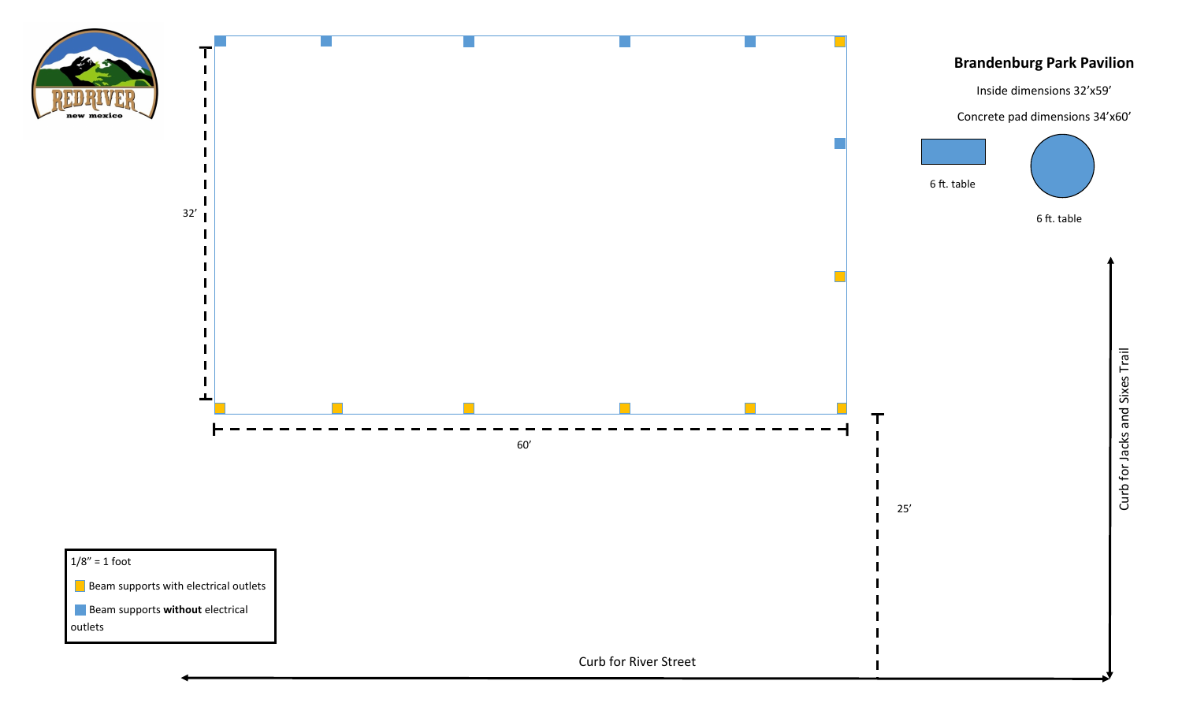## Brandenburg Park Pavilion

Inside dimensions 32'x59'

Concrete pad dimensions 34'x60'

6 ft. table

6 ft. table

32'

60'

25'

Curb for River Street

Curb for Jacks and Sixes Trail

1/8" = 1 foot

Beam supports with electrical outlets

Beam supports **without** electrical outlets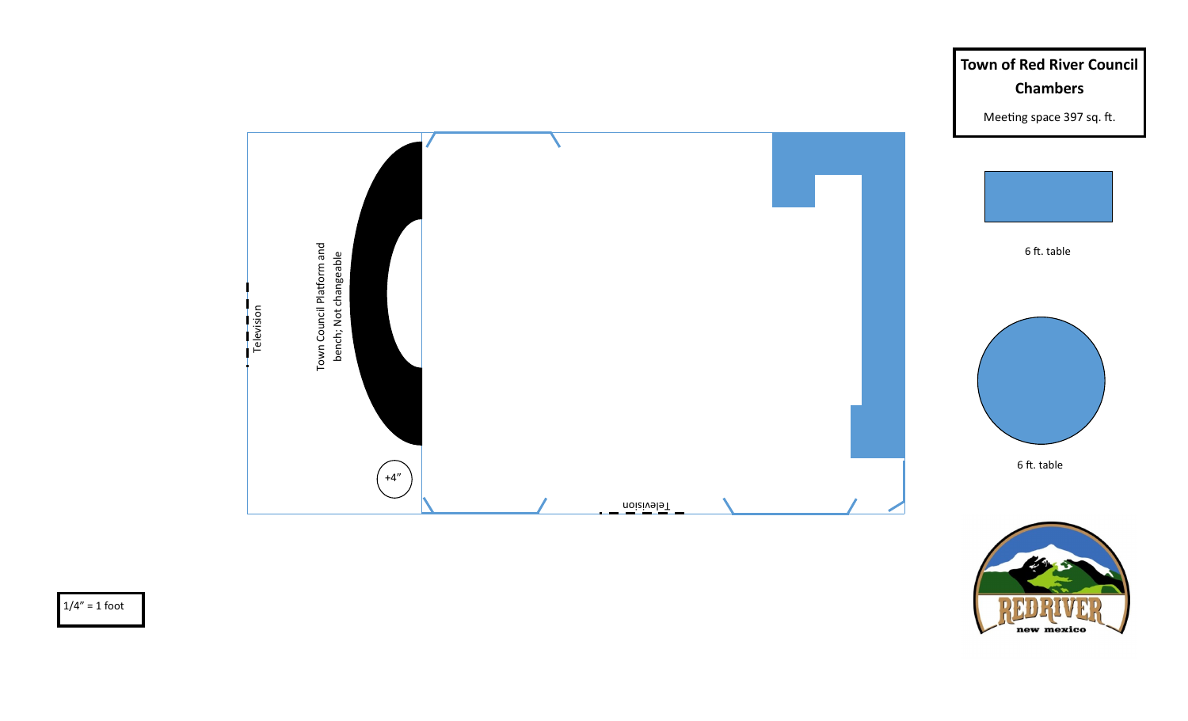# Town of Red River Council Chambers

Meeting space 397 sq. ft.

Television

Town Council Platform and bench; Not changeable

+4"

Television

6 ft. table

6 ft. table

red river new mexico

1/4" = 1 foot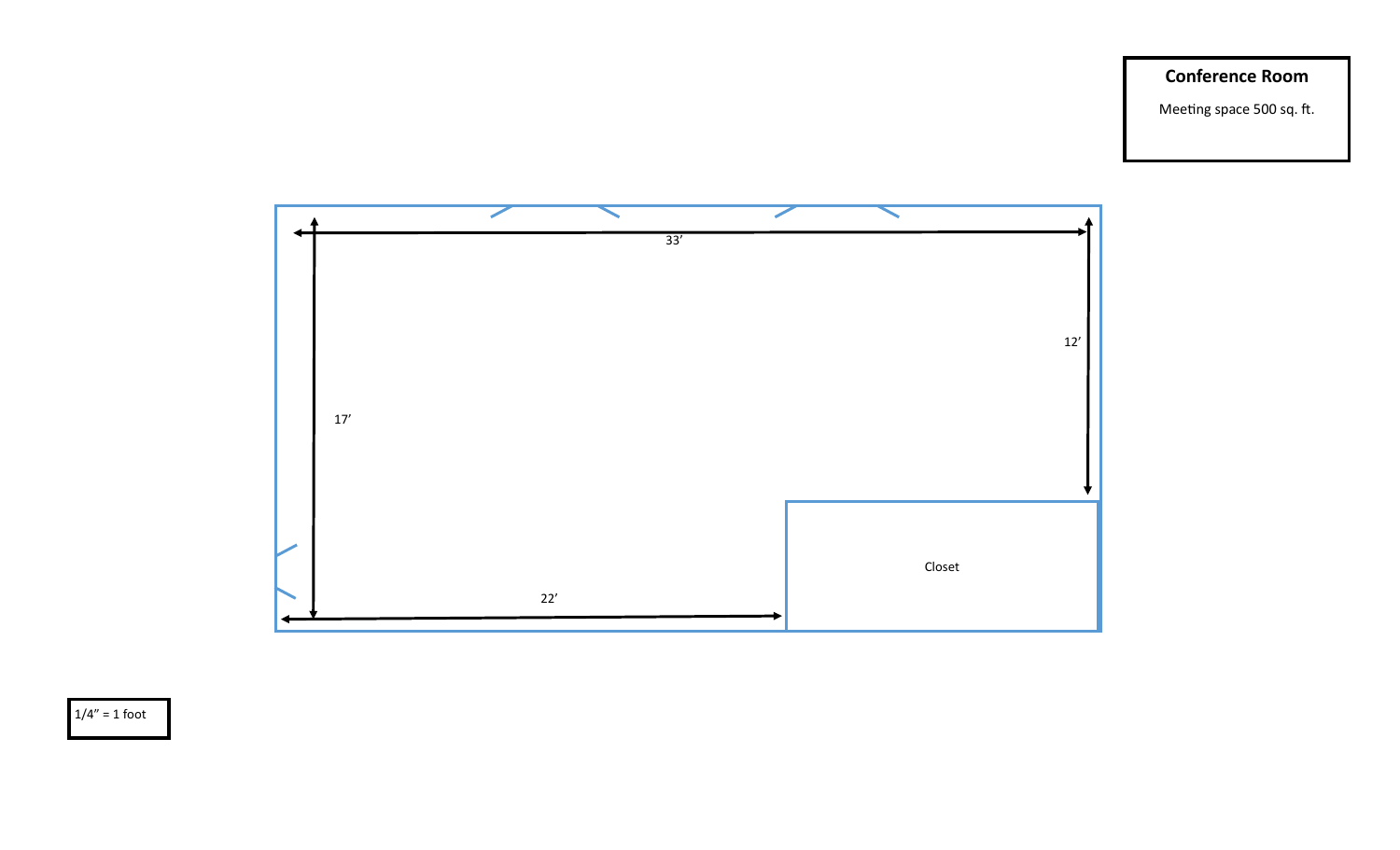**Conference Room**

Meeting space 500 sq. ft.

33’

12’

17’

Closet

22’

1/4” = 1 foot